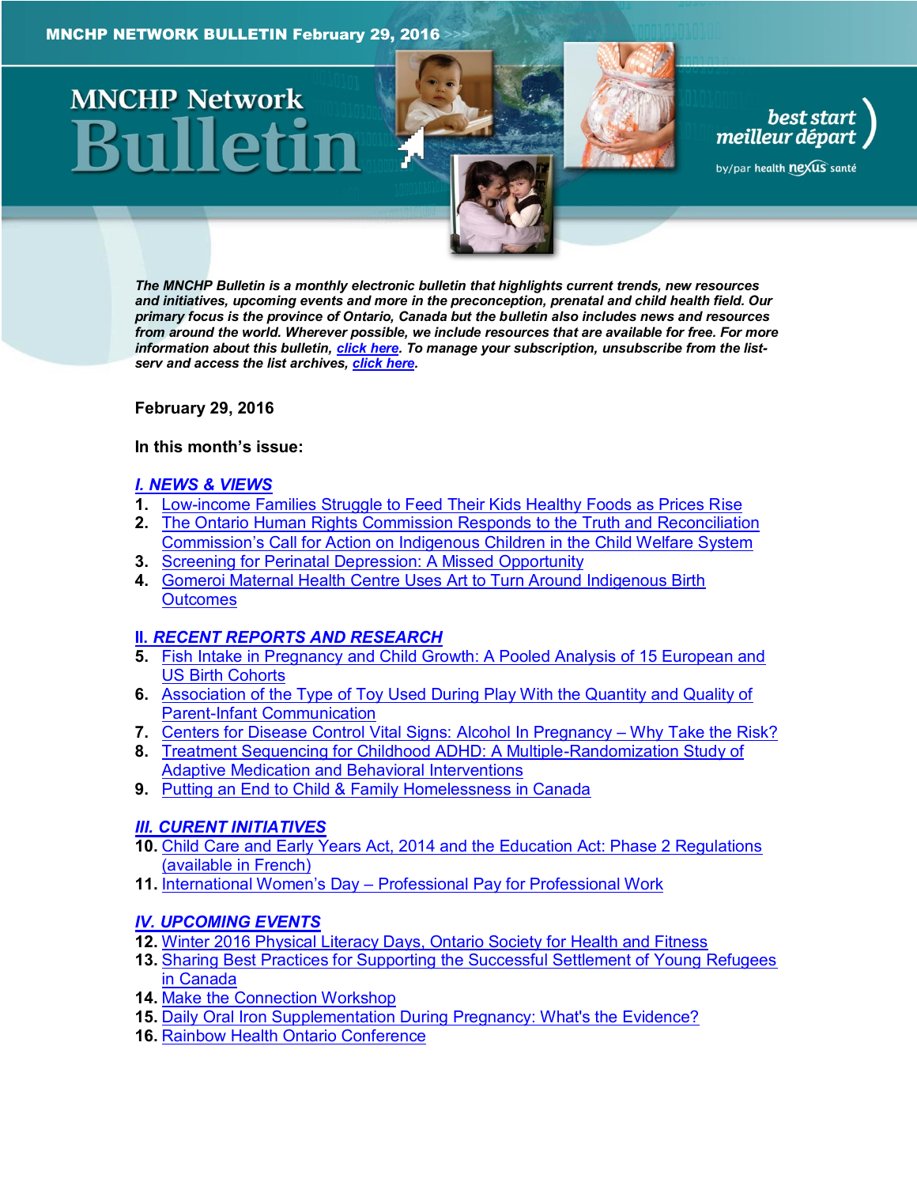MNCHP NETWORK BULLETIN February 29, 2016

# MNCHP Network Bulletin

best start meilleur départ

by/par health nexus santé

***The MNCHP Bulletin is a monthly electronic bulletin that highlights current trends, new resources and initiatives, upcoming events and more in the preconception, prenatal and child health field. Our primary focus is the province of Ontario, Canada but the bulletin also includes news and resources from around the world. Wherever possible, we include resources that are available for free. For more information about this bulletin, click here. To manage your subscription, unsubscribe from the list-serv and access the list archives, click here.***

**February 29, 2016**

**In this month's issue:**

***I. NEWS & VIEWS***

1. Low-income Families Struggle to Feed Their Kids Healthy Foods as Prices Rise
2. The Ontario Human Rights Commission Responds to the Truth and Reconciliation Commission's Call for Action on Indigenous Children in the Child Welfare System
3. Screening for Perinatal Depression: A Missed Opportunity
4. Gomeroi Maternal Health Centre Uses Art to Turn Around Indigenous Birth Outcomes

**II. *RECENT REPORTS AND RESEARCH***

5. Fish Intake in Pregnancy and Child Growth: A Pooled Analysis of 15 European and US Birth Cohorts
6. Association of the Type of Toy Used During Play With the Quantity and Quality of Parent-Infant Communication
7. Centers for Disease Control Vital Signs: Alcohol In Pregnancy – Why Take the Risk?
8. Treatment Sequencing for Childhood ADHD: A Multiple-Randomization Study of Adaptive Medication and Behavioral Interventions
9. Putting an End to Child & Family Homelessness in Canada

***III. CURENT INITIATIVES***

10. Child Care and Early Years Act, 2014 and the Education Act: Phase 2 Regulations (available in French)
11. International Women's Day – Professional Pay for Professional Work

***IV. UPCOMING EVENTS***

12. Winter 2016 Physical Literacy Days, Ontario Society for Health and Fitness
13. Sharing Best Practices for Supporting the Successful Settlement of Young Refugees in Canada
14. Make the Connection Workshop
15. Daily Oral Iron Supplementation During Pregnancy: What's the Evidence?
16. Rainbow Health Ontario Conference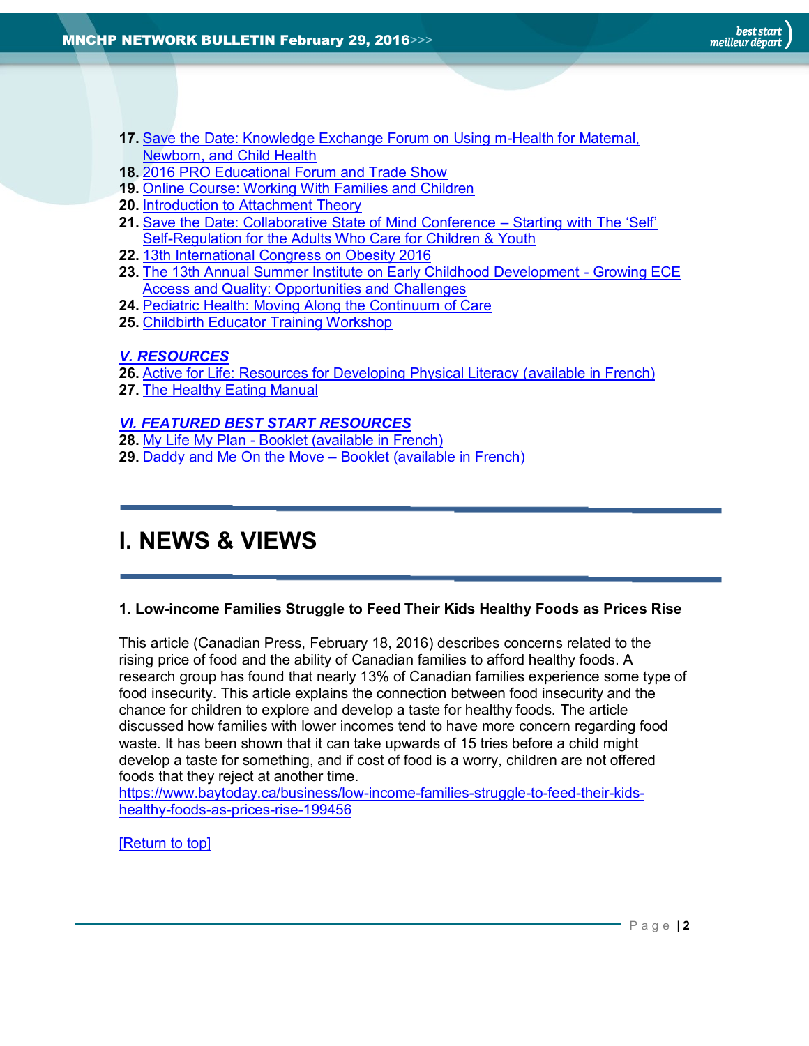17. Save the Date: Knowledge Exchange Forum on Using m-Health for Maternal, Newborn, and Child Health
18. 2016 PRO Educational Forum and Trade Show
19. Online Course: Working With Families and Children
20. Introduction to Attachment Theory
21. Save the Date: Collaborative State of Mind Conference – Starting with The 'Self' Self-Regulation for the Adults Who Care for Children & Youth
22. 13th International Congress on Obesity 2016
23. The 13th Annual Summer Institute on Early Childhood Development - Growing ECE Access and Quality: Opportunities and Challenges
24. Pediatric Health: Moving Along the Continuum of Care
25. Childbirth Educator Training Workshop

***V. RESOURCES***

26. Active for Life: Resources for Developing Physical Literacy (available in French)
27. The Healthy Eating Manual

***VI. FEATURED BEST START RESOURCES***

28. My Life My Plan - Booklet (available in French)
29. Daddy and Me On the Move – Booklet (available in French)

# I. NEWS & VIEWS

### 1. Low-income Families Struggle to Feed Their Kids Healthy Foods as Prices Rise

This article (Canadian Press, February 18, 2016) describes concerns related to the rising price of food and the ability of Canadian families to afford healthy foods. A research group has found that nearly 13% of Canadian families experience some type of food insecurity. This article explains the connection between food insecurity and the chance for children to explore and develop a taste for healthy foods. The article discussed how families with lower incomes tend to have more concern regarding food waste. It has been shown that it can take upwards of 15 tries before a child might develop a taste for something, and if cost of food is a worry, children are not offered foods that they reject at another time.
https://www.baytoday.ca/business/low-income-families-struggle-to-feed-their-kids-healthy-foods-as-prices-rise-199456

[Return to top]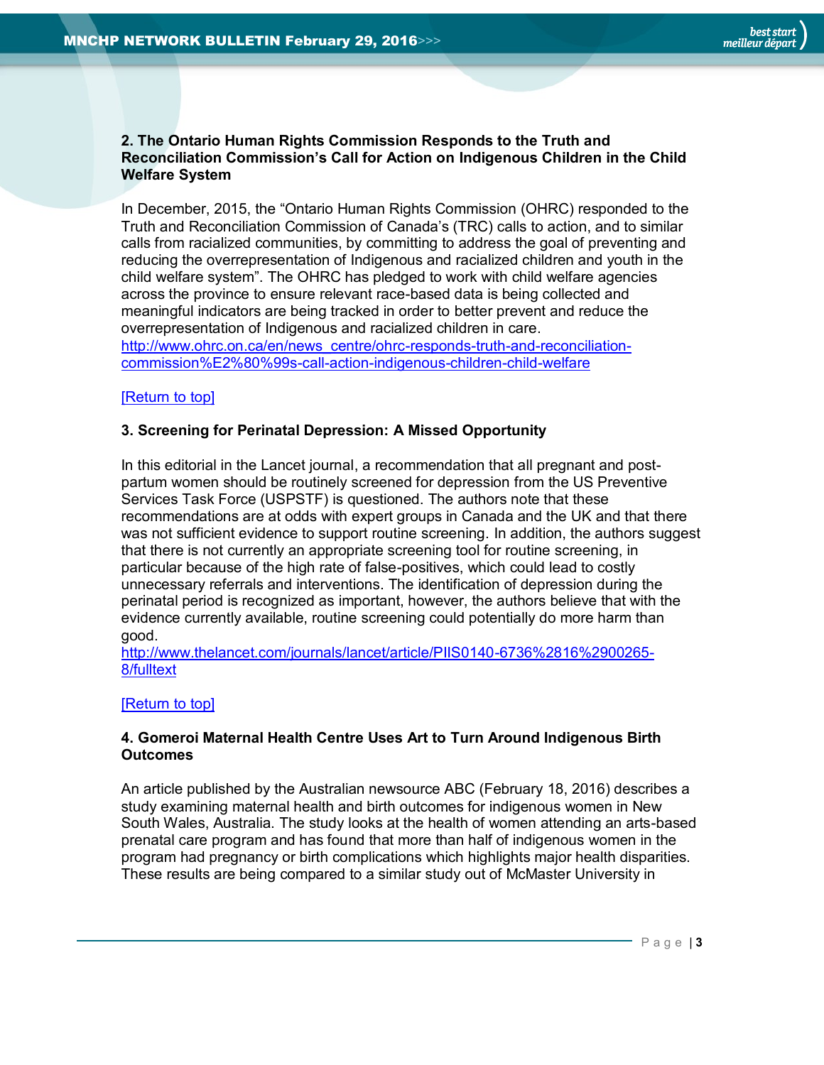**2. The Ontario Human Rights Commission Responds to the Truth and Reconciliation Commission's Call for Action on Indigenous Children in the Child Welfare System**

In December, 2015, the "Ontario Human Rights Commission (OHRC) responded to the Truth and Reconciliation Commission of Canada's (TRC) calls to action, and to similar calls from racialized communities, by committing to address the goal of preventing and reducing the overrepresentation of Indigenous and racialized children and youth in the child welfare system". The OHRC has pledged to work with child welfare agencies across the province to ensure relevant race-based data is being collected and meaningful indicators are being tracked in order to better prevent and reduce the overrepresentation of Indigenous and racialized children in care.
http://www.ohrc.on.ca/en/news_centre/ohrc-responds-truth-and-reconciliation-commission%E2%80%99s-call-action-indigenous-children-child-welfare

[Return to top]

**3. Screening for Perinatal Depression: A Missed Opportunity**

In this editorial in the Lancet journal, a recommendation that all pregnant and post-partum women should be routinely screened for depression from the US Preventive Services Task Force (USPSTF) is questioned. The authors note that these recommendations are at odds with expert groups in Canada and the UK and that there was not sufficient evidence to support routine screening. In addition, the authors suggest that there is not currently an appropriate screening tool for routine screening, in particular because of the high rate of false-positives, which could lead to costly unnecessary referrals and interventions. The identification of depression during the perinatal period is recognized as important, however, the authors believe that with the evidence currently available, routine screening could potentially do more harm than good.
http://www.thelancet.com/journals/lancet/article/PIIS0140-6736%2816%2900265-8/fulltext

[Return to top]

**4. Gomeroi Maternal Health Centre Uses Art to Turn Around Indigenous Birth Outcomes**

An article published by the Australian newsource ABC (February 18, 2016) describes a study examining maternal health and birth outcomes for indigenous women in New South Wales, Australia. The study looks at the health of women attending an arts-based prenatal care program and has found that more than half of indigenous women in the program had pregnancy or birth complications which highlights major health disparities. These results are being compared to a similar study out of McMaster University in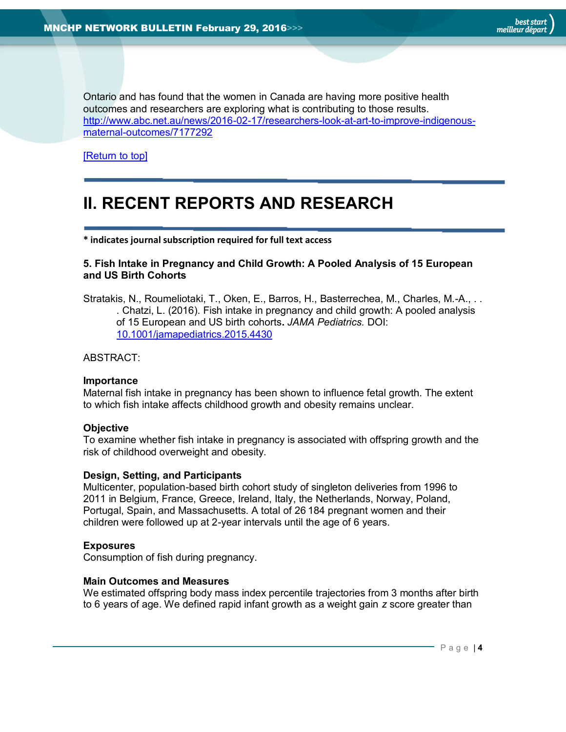Ontario and has found that the women in Canada are having more positive health outcomes and researchers are exploring what is contributing to those results. http://www.abc.net.au/news/2016-02-17/researchers-look-at-art-to-improve-indigenous-maternal-outcomes/7177292

[Return to top]

# II. RECENT REPORTS AND RESEARCH

**\* indicates journal subscription required for full text access**

### 5. Fish Intake in Pregnancy and Child Growth: A Pooled Analysis of 15 European and US Birth Cohorts

Stratakis, N., Roumeliotaki, T., Oken, E., Barros, H., Basterrechea, M., Charles, M.-A., . . . Chatzi, L. (2016). Fish intake in pregnancy and child growth: A pooled analysis of 15 European and US birth cohorts**.** *JAMA Pediatrics.* DOI: 10.1001/jamapediatrics.2015.4430

ABSTRACT:

**Importance**
Maternal fish intake in pregnancy has been shown to influence fetal growth. The extent to which fish intake affects childhood growth and obesity remains unclear.

**Objective**
To examine whether fish intake in pregnancy is associated with offspring growth and the risk of childhood overweight and obesity.

**Design, Setting, and Participants**
Multicenter, population-based birth cohort study of singleton deliveries from 1996 to 2011 in Belgium, France, Greece, Ireland, Italy, the Netherlands, Norway, Poland, Portugal, Spain, and Massachusetts. A total of 26 184 pregnant women and their children were followed up at 2-year intervals until the age of 6 years.

**Exposures**
Consumption of fish during pregnancy.

**Main Outcomes and Measures**
We estimated offspring body mass index percentile trajectories from 3 months after birth to 6 years of age. We defined rapid infant growth as a weight gain $z$ score greater than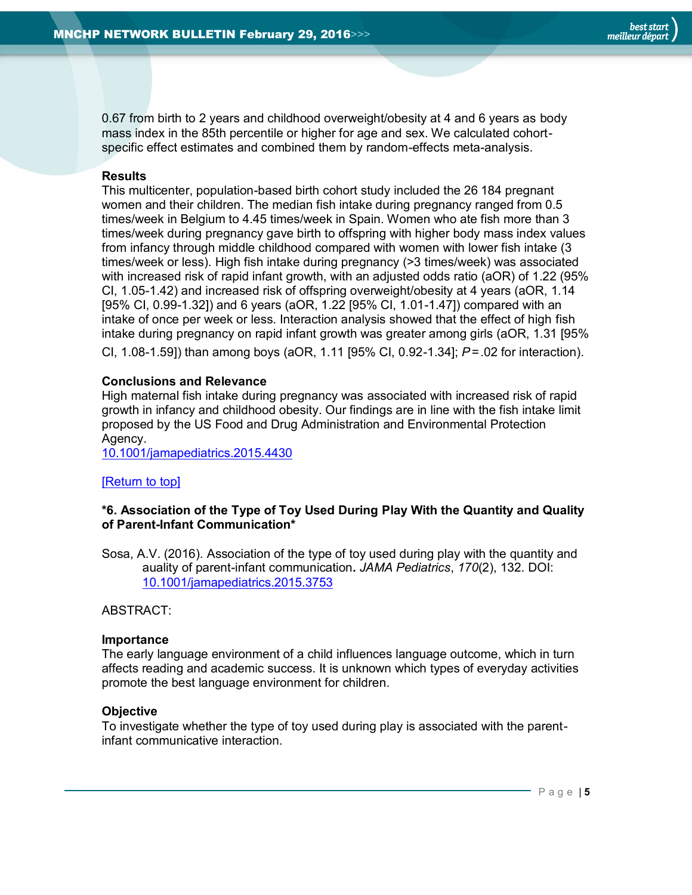0.67 from birth to 2 years and childhood overweight/obesity at 4 and 6 years as body mass index in the 85th percentile or higher for age and sex. We calculated cohort-specific effect estimates and combined them by random-effects meta-analysis.

**Results**

This multicenter, population-based birth cohort study included the 26 184 pregnant women and their children. The median fish intake during pregnancy ranged from 0.5 times/week in Belgium to 4.45 times/week in Spain. Women who ate fish more than 3 times/week during pregnancy gave birth to offspring with higher body mass index values from infancy through middle childhood compared with women with lower fish intake (3 times/week or less). High fish intake during pregnancy (>3 times/week) was associated with increased risk of rapid infant growth, with an adjusted odds ratio (aOR) of 1.22 (95% CI, 1.05-1.42) and increased risk of offspring overweight/obesity at 4 years (aOR, 1.14 [95% CI, 0.99-1.32]) and 6 years (aOR, 1.22 [95% CI, 1.01-1.47]) compared with an intake of once per week or less. Interaction analysis showed that the effect of high fish intake during pregnancy on rapid infant growth was greater among girls (aOR, 1.31 [95% CI, 1.08-1.59]) than among boys (aOR, 1.11 [95% CI, 0.92-1.34]; $P = .02$ for interaction).

**Conclusions and Relevance**

High maternal fish intake during pregnancy was associated with increased risk of rapid growth in infancy and childhood obesity. Our findings are in line with the fish intake limit proposed by the US Food and Drug Administration and Environmental Protection Agency.
10.1001/jamapediatrics.2015.4430

[Return to top]

**\*6. Association of the Type of Toy Used During Play With the Quantity and Quality of Parent-Infant Communication\***

Sosa, A.V. (2016). Association of the type of toy used during play with the quantity and auality of parent-infant communication**.** *JAMA Pediatrics*, *170*(2), 132. DOI: 10.1001/jamapediatrics.2015.3753

ABSTRACT:

**Importance**

The early language environment of a child influences language outcome, which in turn affects reading and academic success. It is unknown which types of everyday activities promote the best language environment for children.

**Objective**

To investigate whether the type of toy used during play is associated with the parent-infant communicative interaction.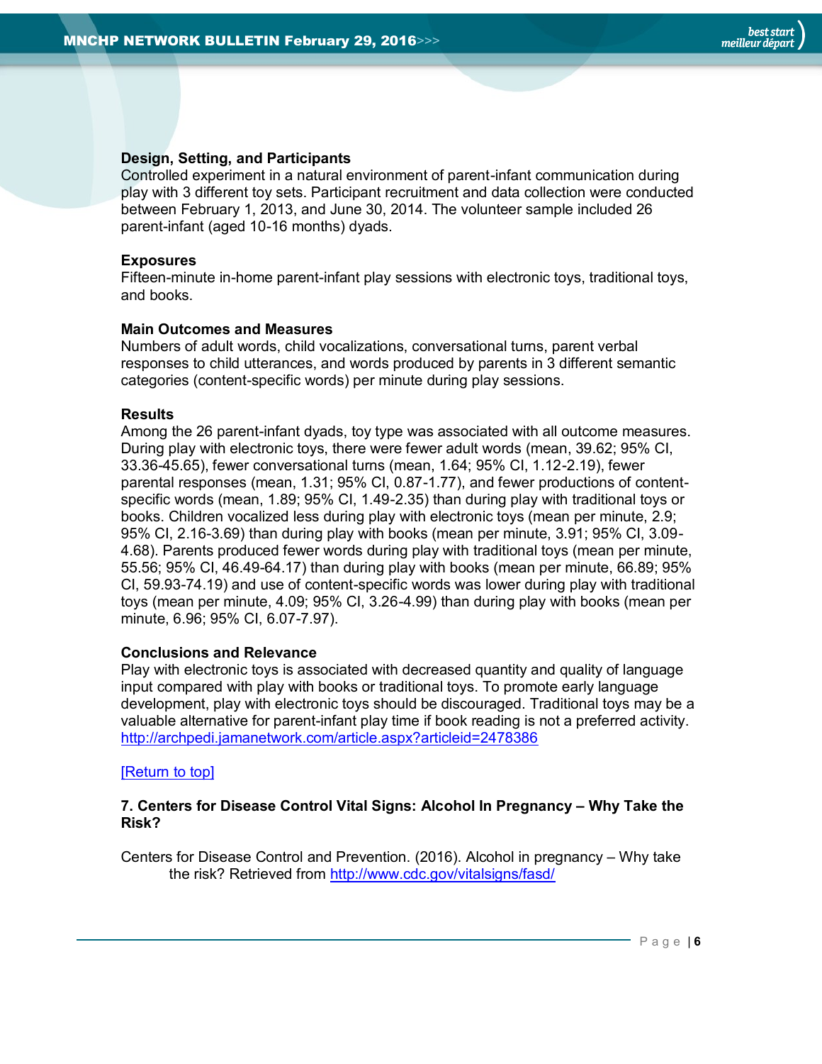**Design, Setting, and Participants**

Controlled experiment in a natural environment of parent-infant communication during play with 3 different toy sets. Participant recruitment and data collection were conducted between February 1, 2013, and June 30, 2014. The volunteer sample included 26 parent-infant (aged 10-16 months) dyads.

**Exposures**

Fifteen-minute in-home parent-infant play sessions with electronic toys, traditional toys, and books.

**Main Outcomes and Measures**

Numbers of adult words, child vocalizations, conversational turns, parent verbal responses to child utterances, and words produced by parents in 3 different semantic categories (content-specific words) per minute during play sessions.

**Results**

Among the 26 parent-infant dyads, toy type was associated with all outcome measures. During play with electronic toys, there were fewer adult words (mean, 39.62; 95% CI, 33.36-45.65), fewer conversational turns (mean, 1.64; 95% CI, 1.12-2.19), fewer parental responses (mean, 1.31; 95% CI, 0.87-1.77), and fewer productions of content-specific words (mean, 1.89; 95% CI, 1.49-2.35) than during play with traditional toys or books. Children vocalized less during play with electronic toys (mean per minute, 2.9; 95% CI, 2.16-3.69) than during play with books (mean per minute, 3.91; 95% CI, 3.09-4.68). Parents produced fewer words during play with traditional toys (mean per minute, 55.56; 95% CI, 46.49-64.17) than during play with books (mean per minute, 66.89; 95% CI, 59.93-74.19) and use of content-specific words was lower during play with traditional toys (mean per minute, 4.09; 95% CI, 3.26-4.99) than during play with books (mean per minute, 6.96; 95% CI, 6.07-7.97).

**Conclusions and Relevance**

Play with electronic toys is associated with decreased quantity and quality of language input compared with play with books or traditional toys. To promote early language development, play with electronic toys should be discouraged. Traditional toys may be a valuable alternative for parent-infant play time if book reading is not a preferred activity.
http://archpedi.jamanetwork.com/article.aspx?articleid=2478386

[Return to top]

**7. Centers for Disease Control Vital Signs: Alcohol In Pregnancy – Why Take the Risk?**

Centers for Disease Control and Prevention. (2016). Alcohol in pregnancy – Why take the risk? Retrieved from http://www.cdc.gov/vitalsigns/fasd/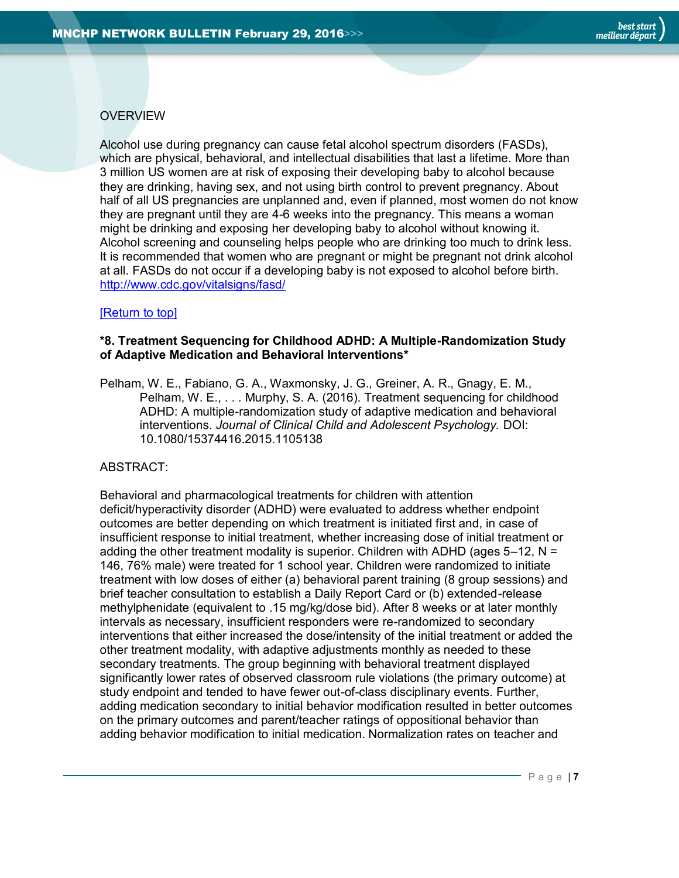OVERVIEW

Alcohol use during pregnancy can cause fetal alcohol spectrum disorders (FASDs), which are physical, behavioral, and intellectual disabilities that last a lifetime. More than 3 million US women are at risk of exposing their developing baby to alcohol because they are drinking, having sex, and not using birth control to prevent pregnancy. About half of all US pregnancies are unplanned and, even if planned, most women do not know they are pregnant until they are 4-6 weeks into the pregnancy. This means a woman might be drinking and exposing her developing baby to alcohol without knowing it. Alcohol screening and counseling helps people who are drinking too much to drink less. It is recommended that women who are pregnant or might be pregnant not drink alcohol at all. FASDs do not occur if a developing baby is not exposed to alcohol before birth. http://www.cdc.gov/vitalsigns/fasd/

[Return to top]

**\*8. Treatment Sequencing for Childhood ADHD: A Multiple-Randomization Study of Adaptive Medication and Behavioral Interventions\***

Pelham, W. E., Fabiano, G. A., Waxmonsky, J. G., Greiner, A. R., Gnagy, E. M., Pelham, W. E., . . . Murphy, S. A. (2016). Treatment sequencing for childhood ADHD: A multiple-randomization study of adaptive medication and behavioral interventions. *Journal of Clinical Child and Adolescent Psychology.* DOI: 10.1080/15374416.2015.1105138

ABSTRACT:

Behavioral and pharmacological treatments for children with attention deficit/hyperactivity disorder (ADHD) were evaluated to address whether endpoint outcomes are better depending on which treatment is initiated first and, in case of insufficient response to initial treatment, whether increasing dose of initial treatment or adding the other treatment modality is superior. Children with ADHD (ages 5–12, N = 146, 76% male) were treated for 1 school year. Children were randomized to initiate treatment with low doses of either (a) behavioral parent training (8 group sessions) and brief teacher consultation to establish a Daily Report Card or (b) extended-release methylphenidate (equivalent to .15 mg/kg/dose bid). After 8 weeks or at later monthly intervals as necessary, insufficient responders were re-randomized to secondary interventions that either increased the dose/intensity of the initial treatment or added the other treatment modality, with adaptive adjustments monthly as needed to these secondary treatments. The group beginning with behavioral treatment displayed significantly lower rates of observed classroom rule violations (the primary outcome) at study endpoint and tended to have fewer out-of-class disciplinary events. Further, adding medication secondary to initial behavior modification resulted in better outcomes on the primary outcomes and parent/teacher ratings of oppositional behavior than adding behavior modification to initial medication. Normalization rates on teacher and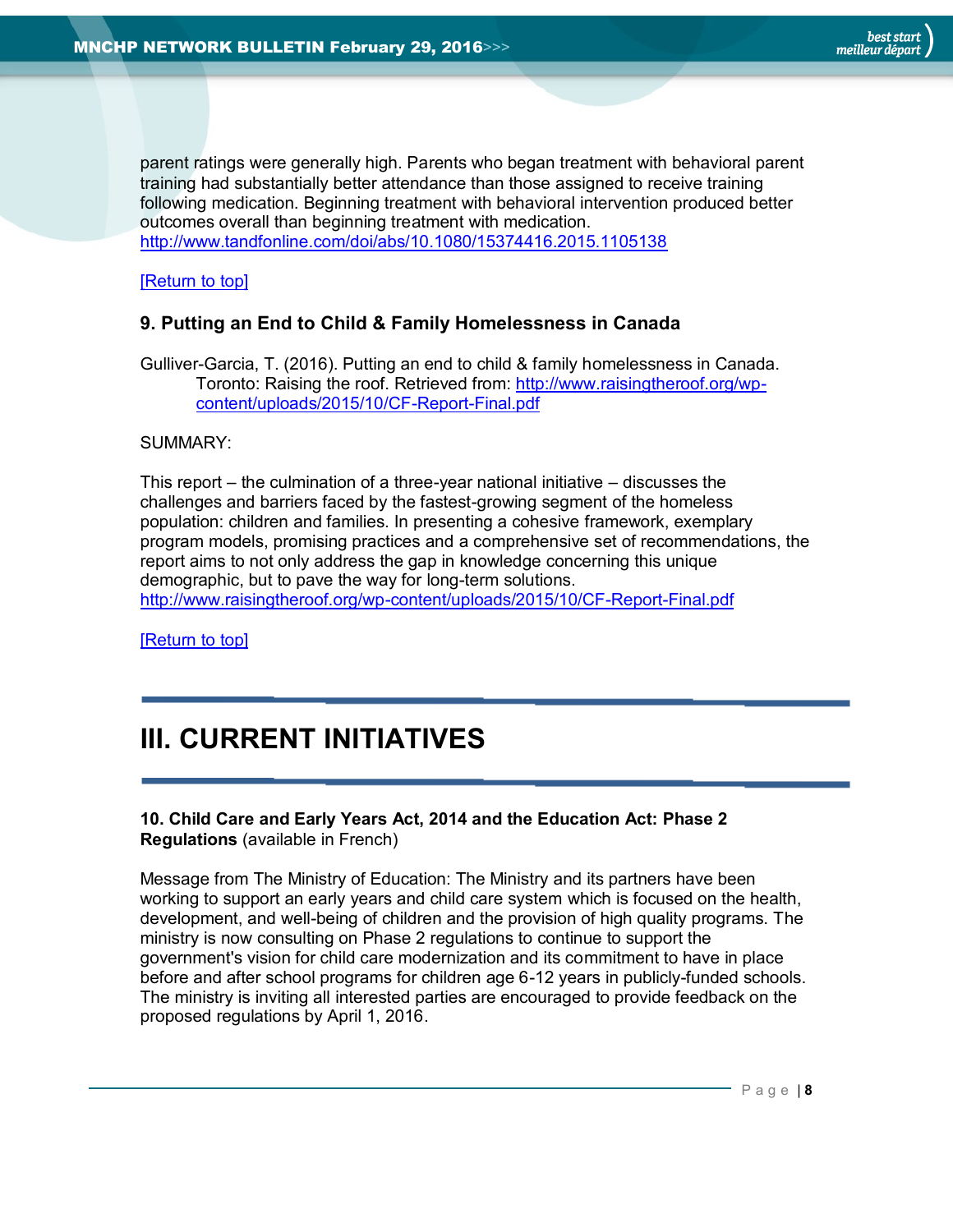parent ratings were generally high. Parents who began treatment with behavioral parent training had substantially better attendance than those assigned to receive training following medication. Beginning treatment with behavioral intervention produced better outcomes overall than beginning treatment with medication.
http://www.tandfonline.com/doi/abs/10.1080/15374416.2015.1105138

[Return to top]

### 9. Putting an End to Child & Family Homelessness in Canada

Gulliver-Garcia, T. (2016). Putting an end to child & family homelessness in Canada. Toronto: Raising the roof. Retrieved from: http://www.raisingtheroof.org/wp-content/uploads/2015/10/CF-Report-Final.pdf

SUMMARY:

This report – the culmination of a three-year national initiative – discusses the challenges and barriers faced by the fastest-growing segment of the homeless population: children and families. In presenting a cohesive framework, exemplary program models, promising practices and a comprehensive set of recommendations, the report aims to not only address the gap in knowledge concerning this unique demographic, but to pave the way for long-term solutions.
http://www.raisingtheroof.org/wp-content/uploads/2015/10/CF-Report-Final.pdf

[Return to top]

## III. CURRENT INITIATIVES

**10. Child Care and Early Years Act, 2014 and the Education Act: Phase 2 Regulations** (available in French)

Message from The Ministry of Education: The Ministry and its partners have been working to support an early years and child care system which is focused on the health, development, and well-being of children and the provision of high quality programs. The ministry is now consulting on Phase 2 regulations to continue to support the government's vision for child care modernization and its commitment to have in place before and after school programs for children age 6-12 years in publicly-funded schools. The ministry is inviting all interested parties are encouraged to provide feedback on the proposed regulations by April 1, 2016.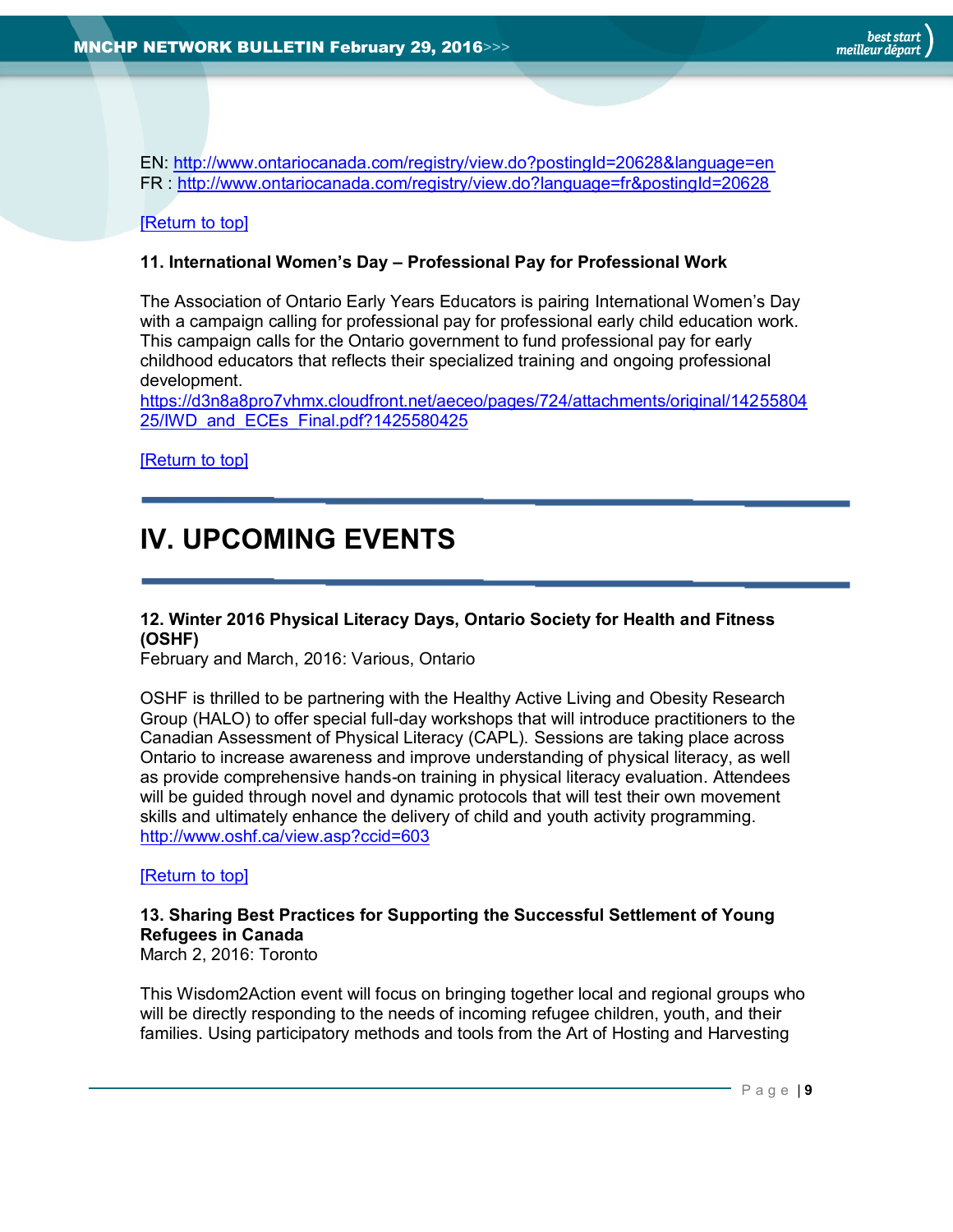EN: http://www.ontariocanada.com/registry/view.do?postingId=20628&language=en
FR : http://www.ontariocanada.com/registry/view.do?language=fr&postingId=20628

[Return to top]

### 11. International Women's Day – Professional Pay for Professional Work

The Association of Ontario Early Years Educators is pairing International Women's Day with a campaign calling for professional pay for professional early child education work. This campaign calls for the Ontario government to fund professional pay for early childhood educators that reflects their specialized training and ongoing professional development.
https://d3n8a8pro7vhmx.cloudfront.net/aeceo/pages/724/attachments/original/1425580425/IWD_and_ECEs_Final.pdf?1425580425

[Return to top]

# IV. UPCOMING EVENTS

### 12. Winter 2016 Physical Literacy Days, Ontario Society for Health and Fitness (OSHF)

February and March, 2016: Various, Ontario

OSHF is thrilled to be partnering with the Healthy Active Living and Obesity Research Group (HALO) to offer special full-day workshops that will introduce practitioners to the Canadian Assessment of Physical Literacy (CAPL). Sessions are taking place across Ontario to increase awareness and improve understanding of physical literacy, as well as provide comprehensive hands-on training in physical literacy evaluation. Attendees will be guided through novel and dynamic protocols that will test their own movement skills and ultimately enhance the delivery of child and youth activity programming.
http://www.oshf.ca/view.asp?ccid=603

[Return to top]

### 13. Sharing Best Practices for Supporting the Successful Settlement of Young Refugees in Canada

March 2, 2016: Toronto

This Wisdom2Action event will focus on bringing together local and regional groups who will be directly responding to the needs of incoming refugee children, youth, and their families. Using participatory methods and tools from the Art of Hosting and Harvesting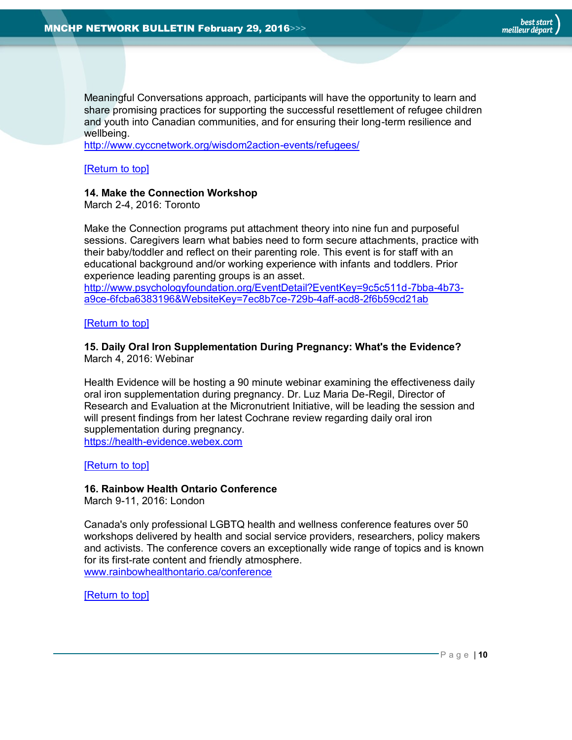Meaningful Conversations approach, participants will have the opportunity to learn and share promising practices for supporting the successful resettlement of refugee children and youth into Canadian communities, and for ensuring their long-term resilience and wellbeing.
http://www.cyccnetwork.org/wisdom2action-events/refugees/

[Return to top]

**14. Make the Connection Workshop**
March 2-4, 2016: Toronto

Make the Connection programs put attachment theory into nine fun and purposeful sessions. Caregivers learn what babies need to form secure attachments, practice with their baby/toddler and reflect on their parenting role. This event is for staff with an educational background and/or working experience with infants and toddlers. Prior experience leading parenting groups is an asset.
http://www.psychologyfoundation.org/EventDetail?EventKey=9c5c511d-7bba-4b73-a9ce-6fcba6383196&WebsiteKey=7ec8b7ce-729b-4aff-acd8-2f6b59cd21ab

[Return to top]

**15. Daily Oral Iron Supplementation During Pregnancy: What's the Evidence?**
March 4, 2016: Webinar

Health Evidence will be hosting a 90 minute webinar examining the effectiveness daily oral iron supplementation during pregnancy. Dr. Luz Maria De-Regil, Director of Research and Evaluation at the Micronutrient Initiative, will be leading the session and will present findings from her latest Cochrane review regarding daily oral iron supplementation during pregnancy.
https://health-evidence.webex.com

[Return to top]

**16. Rainbow Health Ontario Conference**
March 9-11, 2016: London

Canada's only professional LGBTQ health and wellness conference features over 50 workshops delivered by health and social service providers, researchers, policy makers and activists. The conference covers an exceptionally wide range of topics and is known for its first-rate content and friendly atmosphere.
www.rainbowhealthontario.ca/conference

[Return to top]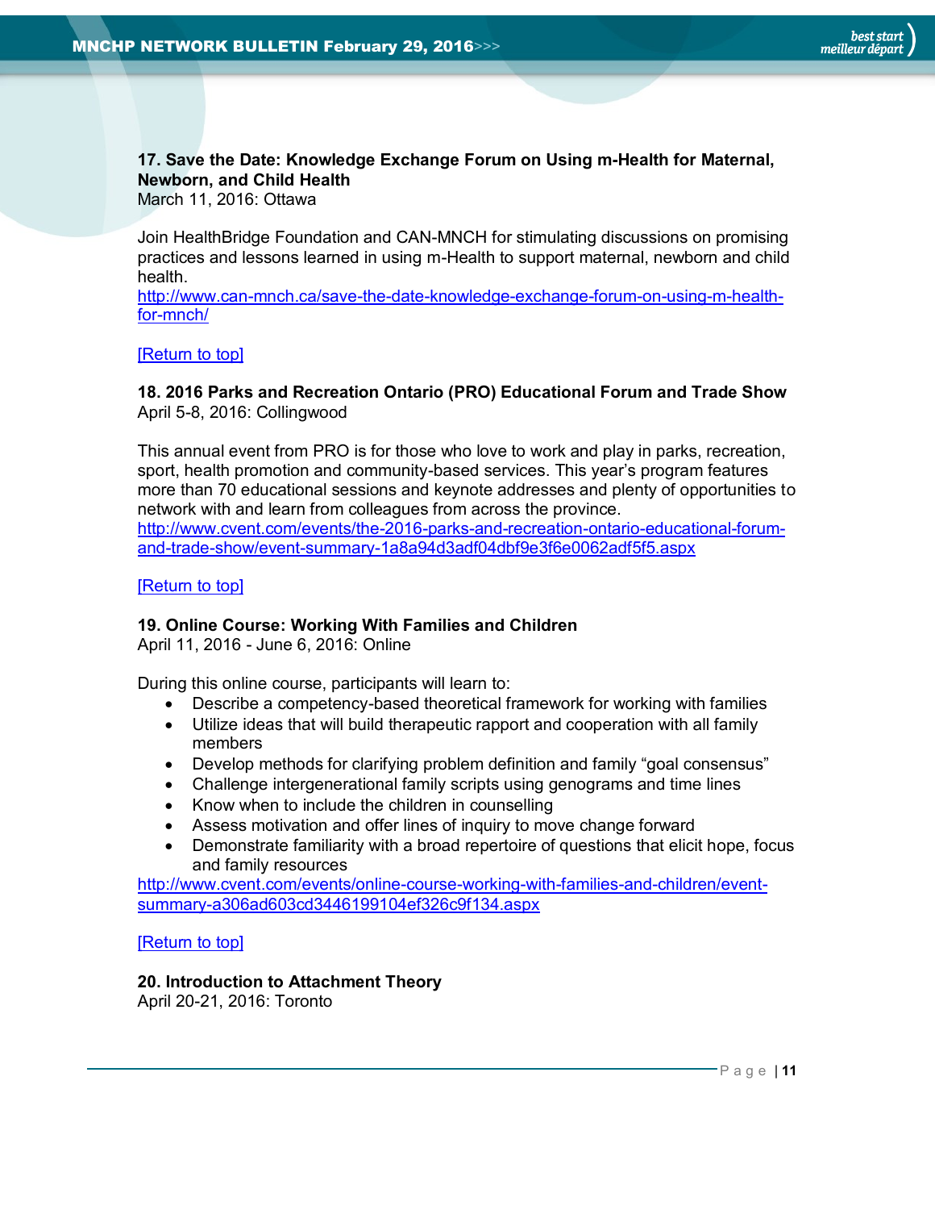**17. Save the Date: Knowledge Exchange Forum on Using m-Health for Maternal, Newborn, and Child Health**
March 11, 2016: Ottawa

Join HealthBridge Foundation and CAN-MNCH for stimulating discussions on promising practices and lessons learned in using m-Health to support maternal, newborn and child health.
http://www.can-mnch.ca/save-the-date-knowledge-exchange-forum-on-using-m-health-for-mnch/

[Return to top]

**18. 2016 Parks and Recreation Ontario (PRO) Educational Forum and Trade Show**
April 5-8, 2016: Collingwood

This annual event from PRO is for those who love to work and play in parks, recreation, sport, health promotion and community-based services. This year's program features more than 70 educational sessions and keynote addresses and plenty of opportunities to network with and learn from colleagues from across the province.
http://www.cvent.com/events/the-2016-parks-and-recreation-ontario-educational-forum-and-trade-show/event-summary-1a8a94d3adf04dbf9e3f6e0062adf5f5.aspx

[Return to top]

**19. Online Course: Working With Families and Children**
April 11, 2016 - June 6, 2016: Online

During this online course, participants will learn to:

- Describe a competency-based theoretical framework for working with families
- Utilize ideas that will build therapeutic rapport and cooperation with all family members
- Develop methods for clarifying problem definition and family "goal consensus"
- Challenge intergenerational family scripts using genograms and time lines
- Know when to include the children in counselling
- Assess motivation and offer lines of inquiry to move change forward
- Demonstrate familiarity with a broad repertoire of questions that elicit hope, focus and family resources

http://www.cvent.com/events/online-course-working-with-families-and-children/event-summary-a306ad603cd3446199104ef326c9f134.aspx

[Return to top]

**20. Introduction to Attachment Theory**
April 20-21, 2016: Toronto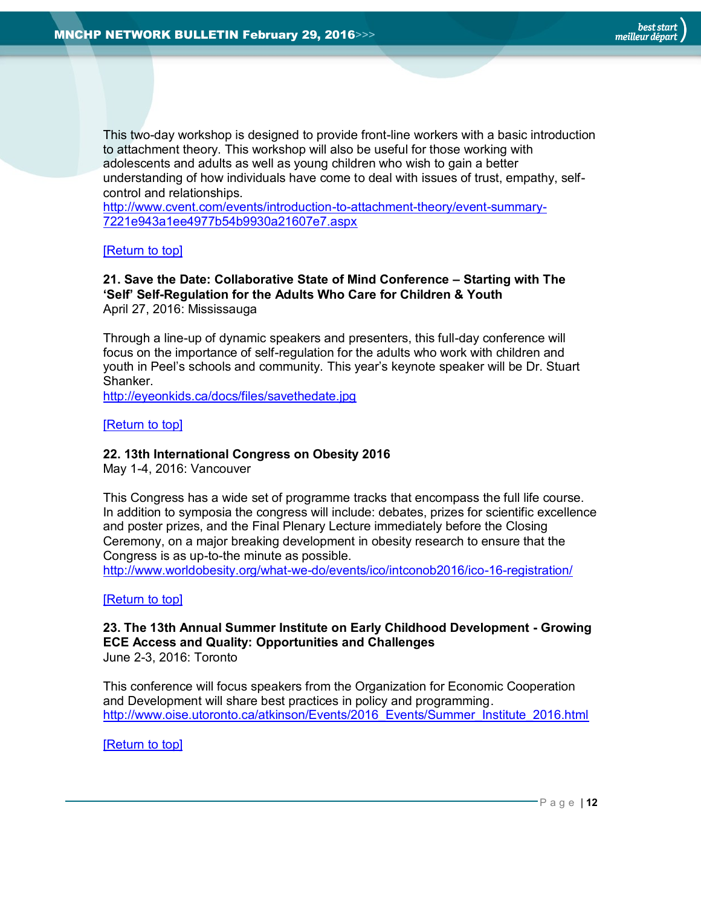This two-day workshop is designed to provide front-line workers with a basic introduction to attachment theory. This workshop will also be useful for those working with adolescents and adults as well as young children who wish to gain a better understanding of how individuals have come to deal with issues of trust, empathy, self-control and relationships.
http://www.cvent.com/events/introduction-to-attachment-theory/event-summary-7221e943a1ee4977b54b9930a21607e7.aspx

[Return to top]

**21. Save the Date: Collaborative State of Mind Conference – Starting with The 'Self' Self-Regulation for the Adults Who Care for Children & Youth**
April 27, 2016: Mississauga

Through a line-up of dynamic speakers and presenters, this full-day conference will focus on the importance of self-regulation for the adults who work with children and youth in Peel's schools and community. This year's keynote speaker will be Dr. Stuart Shanker.
http://eyeonkids.ca/docs/files/savethedate.jpg

[Return to top]

**22. 13th International Congress on Obesity 2016**
May 1-4, 2016: Vancouver

This Congress has a wide set of programme tracks that encompass the full life course. In addition to symposia the congress will include: debates, prizes for scientific excellence and poster prizes, and the Final Plenary Lecture immediately before the Closing Ceremony, on a major breaking development in obesity research to ensure that the Congress is as up-to-the minute as possible.
http://www.worldobesity.org/what-we-do/events/ico/intconob2016/ico-16-registration/

[Return to top]

**23. The 13th Annual Summer Institute on Early Childhood Development - Growing ECE Access and Quality: Opportunities and Challenges**
June 2-3, 2016: Toronto

This conference will focus speakers from the Organization for Economic Cooperation and Development will share best practices in policy and programming.
http://www.oise.utoronto.ca/atkinson/Events/2016_Events/Summer_Institute_2016.html

[Return to top]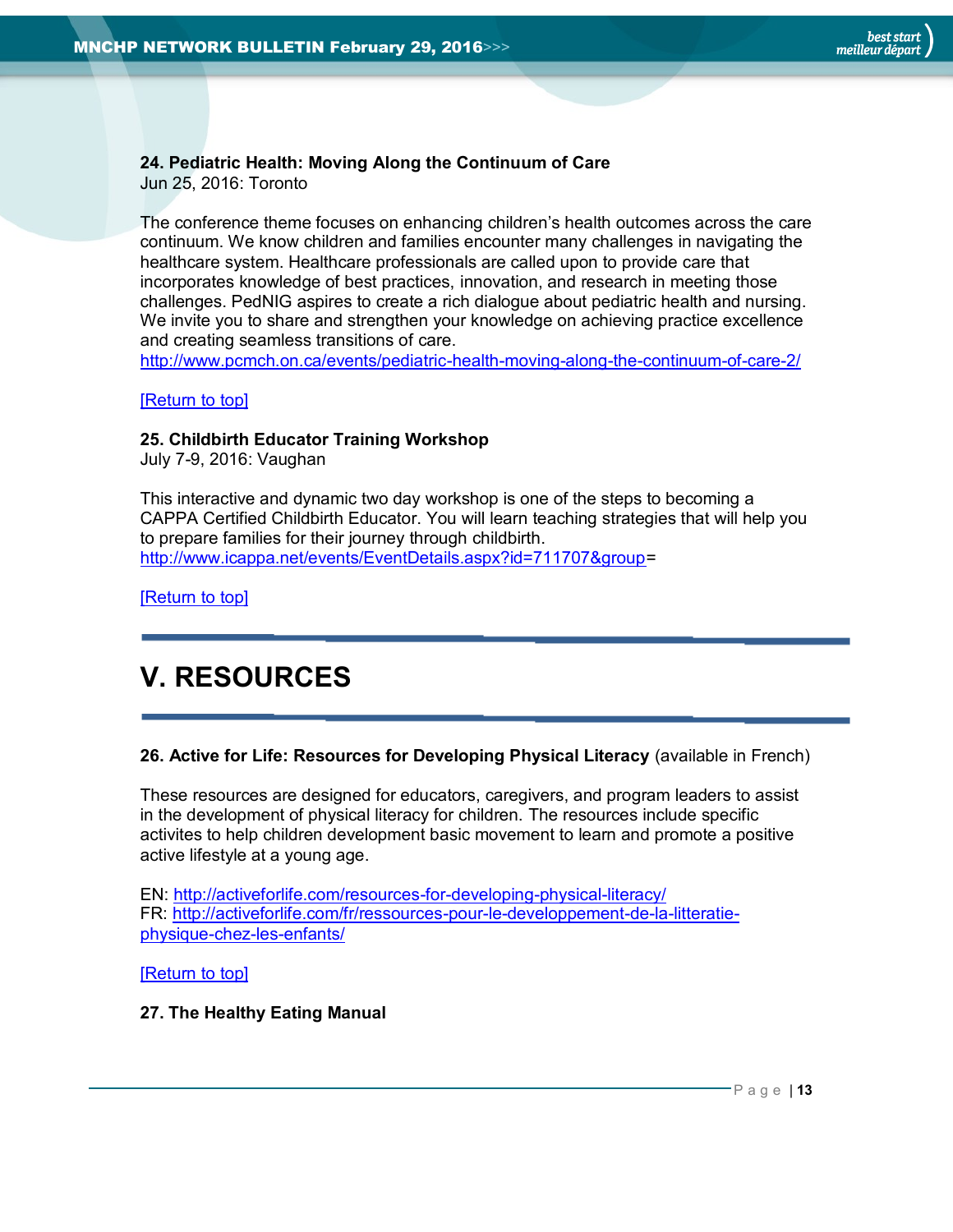**24. Pediatric Health: Moving Along the Continuum of Care**
Jun 25, 2016: Toronto

The conference theme focuses on enhancing children's health outcomes across the care continuum. We know children and families encounter many challenges in navigating the healthcare system. Healthcare professionals are called upon to provide care that incorporates knowledge of best practices, innovation, and research in meeting those challenges. PedNIG aspires to create a rich dialogue about pediatric health and nursing. We invite you to share and strengthen your knowledge on achieving practice excellence and creating seamless transitions of care.
http://www.pcmch.on.ca/events/pediatric-health-moving-along-the-continuum-of-care-2/

[Return to top]

**25. Childbirth Educator Training Workshop**
July 7-9, 2016: Vaughan

This interactive and dynamic two day workshop is one of the steps to becoming a CAPPA Certified Childbirth Educator. You will learn teaching strategies that will help you to prepare families for their journey through childbirth.
http://www.icappa.net/events/EventDetails.aspx?id=711707&group=

[Return to top]

# V. RESOURCES

**26. Active for Life: Resources for Developing Physical Literacy** (available in French)

These resources are designed for educators, caregivers, and program leaders to assist in the development of physical literacy for children. The resources include specific activites to help children development basic movement to learn and promote a positive active lifestyle at a young age.

EN: http://activeforlife.com/resources-for-developing-physical-literacy/
FR: http://activeforlife.com/fr/ressources-pour-le-developpement-de-la-litteratie-physique-chez-les-enfants/

[Return to top]

**27. The Healthy Eating Manual**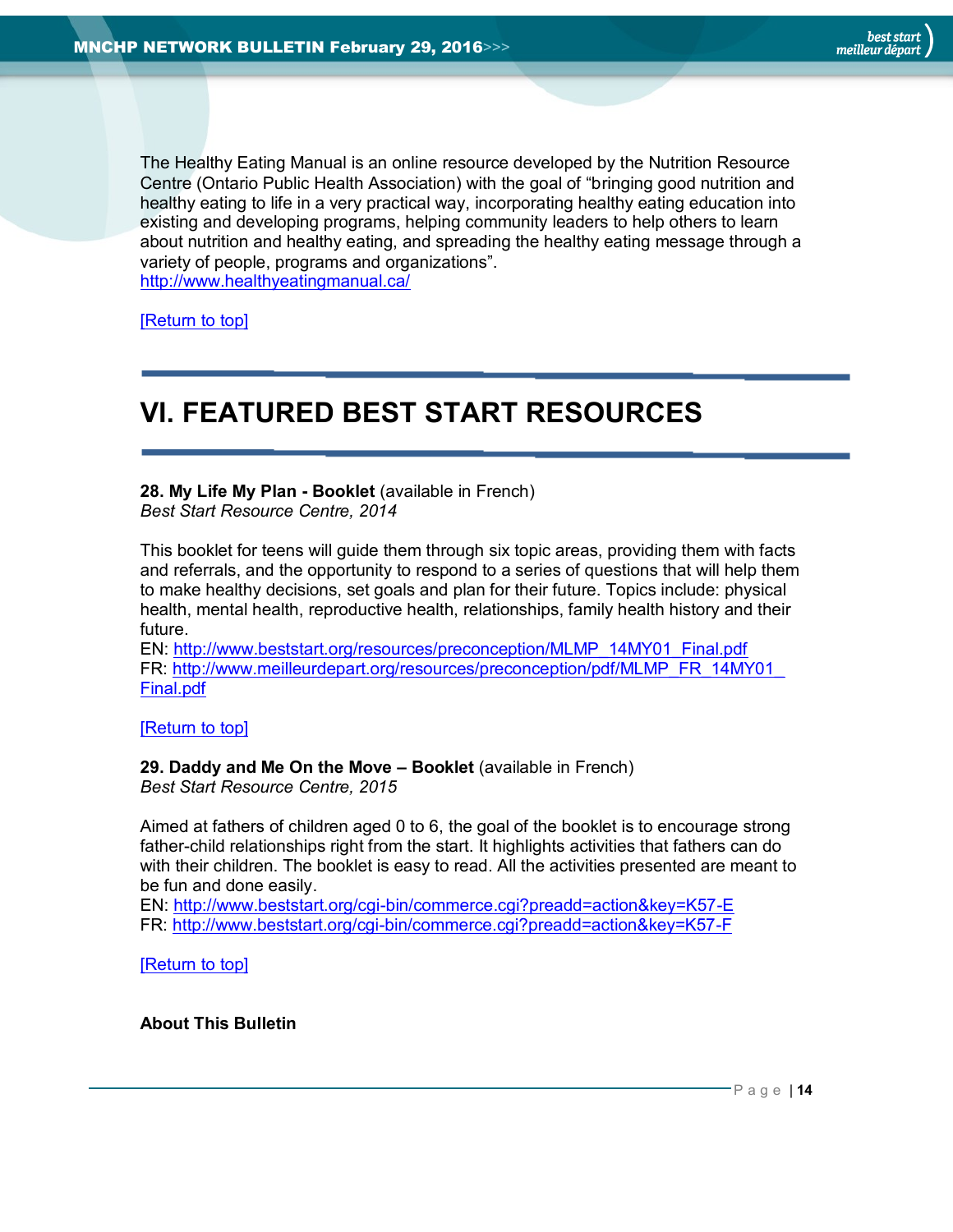The Healthy Eating Manual is an online resource developed by the Nutrition Resource Centre (Ontario Public Health Association) with the goal of "bringing good nutrition and healthy eating to life in a very practical way, incorporating healthy eating education into existing and developing programs, helping community leaders to help others to learn about nutrition and healthy eating, and spreading the healthy eating message through a variety of people, programs and organizations".
http://www.healthyeatingmanual.ca/

[Return to top]

# VI. FEATURED BEST START RESOURCES

**28. My Life My Plan - Booklet** (available in French)
*Best Start Resource Centre, 2014*

This booklet for teens will guide them through six topic areas, providing them with facts and referrals, and the opportunity to respond to a series of questions that will help them to make healthy decisions, set goals and plan for their future. Topics include: physical health, mental health, reproductive health, relationships, family health history and their future.
EN: http://www.beststart.org/resources/preconception/MLMP_14MY01_Final.pdf
FR: http://www.meilleurdepart.org/resources/preconception/pdf/MLMP_FR_14MY01_Final.pdf

[Return to top]

**29. Daddy and Me On the Move – Booklet** (available in French)
*Best Start Resource Centre, 2015*

Aimed at fathers of children aged 0 to 6, the goal of the booklet is to encourage strong father-child relationships right from the start. It highlights activities that fathers can do with their children. The booklet is easy to read. All the activities presented are meant to be fun and done easily.
EN: http://www.beststart.org/cgi-bin/commerce.cgi?preadd=action&key=K57-E
FR: http://www.beststart.org/cgi-bin/commerce.cgi?preadd=action&key=K57-F

[Return to top]

**About This Bulletin**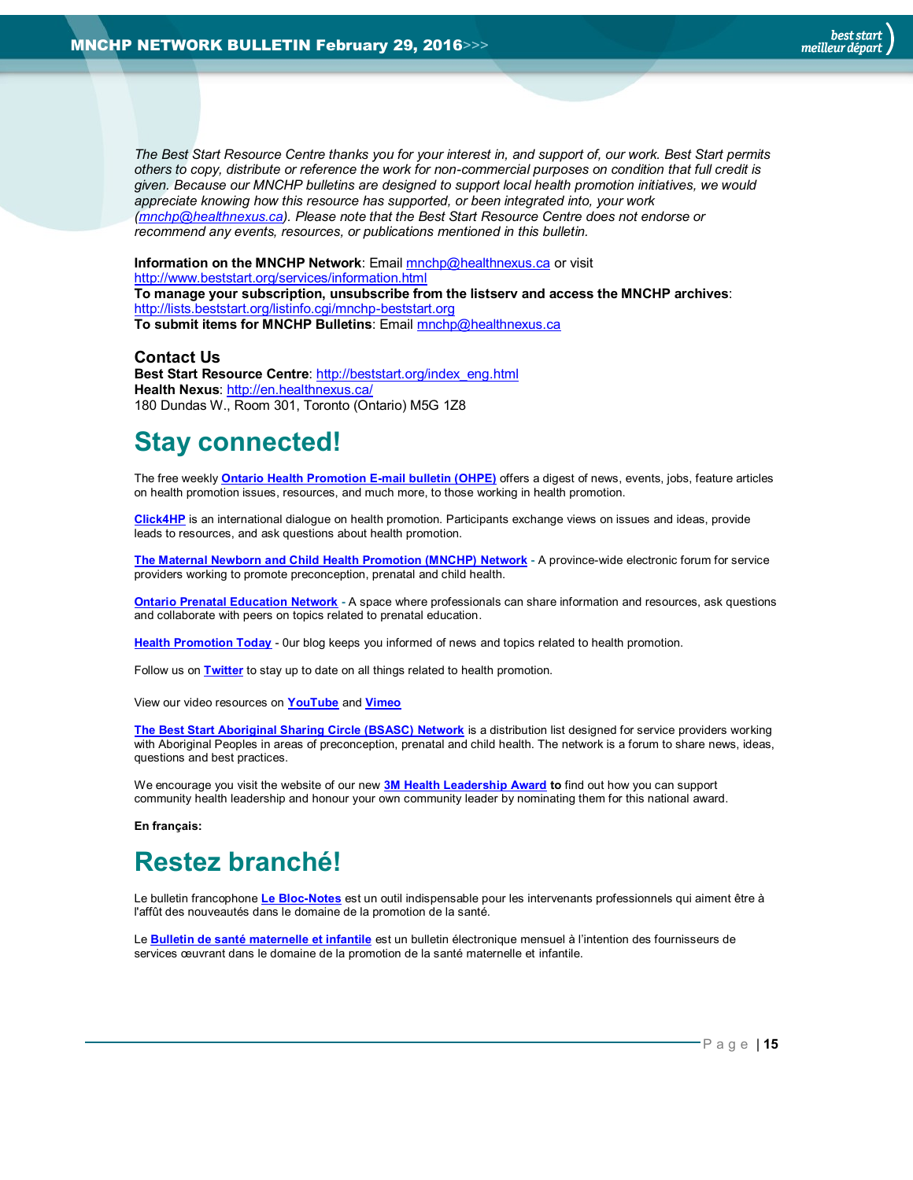*The Best Start Resource Centre thanks you for your interest in, and support of, our work. Best Start permits others to copy, distribute or reference the work for non-commercial purposes on condition that full credit is given. Because our MNCHP bulletins are designed to support local health promotion initiatives, we would appreciate knowing how this resource has supported, or been integrated into, your work (mnchp@healthnexus.ca). Please note that the Best Start Resource Centre does not endorse or recommend any events, resources, or publications mentioned in this bulletin.*

**Information on the MNCHP Network**: Email mnchp@healthnexus.ca or visit http://www.beststart.org/services/information.html
**To manage your subscription, unsubscribe from the listserv and access the MNCHP archives**: http://lists.beststart.org/listinfo.cgi/mnchp-beststart.org
**To submit items for MNCHP Bulletins**: Email mnchp@healthnexus.ca

### Contact Us

**Best Start Resource Centre**: http://beststart.org/index_eng.html
**Health Nexus**: http://en.healthnexus.ca/
180 Dundas W., Room 301, Toronto (Ontario) M5G 1Z8

# Stay connected!

The free weekly **Ontario Health Promotion E-mail bulletin (OHPE)** offers a digest of news, events, jobs, feature articles on health promotion issues, resources, and much more, to those working in health promotion.

**Click4HP** is an international dialogue on health promotion. Participants exchange views on issues and ideas, provide leads to resources, and ask questions about health promotion.

**The Maternal Newborn and Child Health Promotion (MNCHP) Network** - A province-wide electronic forum for service providers working to promote preconception, prenatal and child health.

**Ontario Prenatal Education Network** - A space where professionals can share information and resources, ask questions and collaborate with peers on topics related to prenatal education.

**Health Promotion Today** - 0ur blog keeps you informed of news and topics related to health promotion.

Follow us on **Twitter** to stay up to date on all things related to health promotion.

View our video resources on **YouTube** and **Vimeo**

**The Best Start Aboriginal Sharing Circle (BSASC) Network** is a distribution list designed for service providers working with Aboriginal Peoples in areas of preconception, prenatal and child health. The network is a forum to share news, ideas, questions and best practices.

We encourage you visit the website of our new **3M Health Leadership Award** **to** find out how you can support community health leadership and honour your own community leader by nominating them for this national award.

**En français:**

# Restez branché!

Le bulletin francophone **Le Bloc-Notes** est un outil indispensable pour les intervenants professionnels qui aiment être à l'affût des nouveautés dans le domaine de la promotion de la santé.

Le **Bulletin de santé maternelle et infantile** est un bulletin électronique mensuel à l'intention des fournisseurs de services œuvrant dans le domaine de la promotion de la santé maternelle et infantile.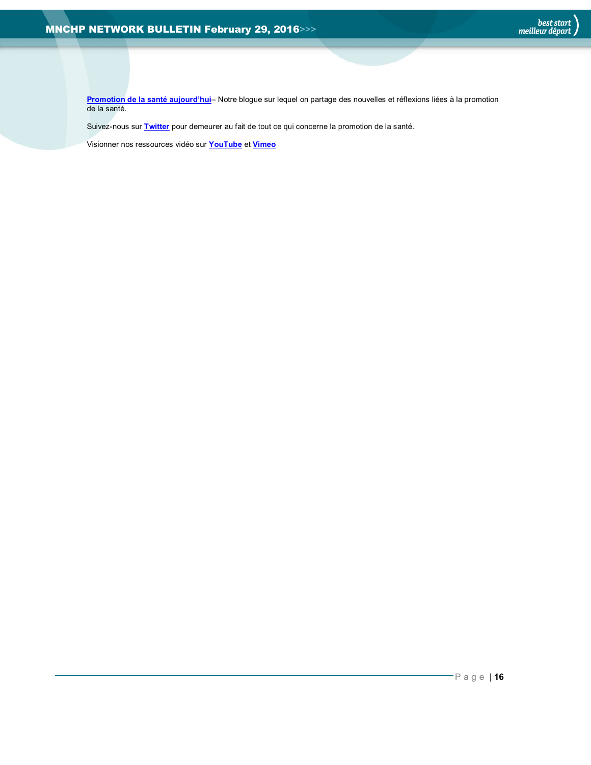**Promotion de la santé aujourd'hui**– Notre blogue sur lequel on partage des nouvelles et réflexions liées à la promotion de la santé.

Suivez-nous sur **Twitter** pour demeurer au fait de tout ce qui concerne la promotion de la santé.

Visionner nos ressources vidéo sur **YouTube** et **Vimeo**